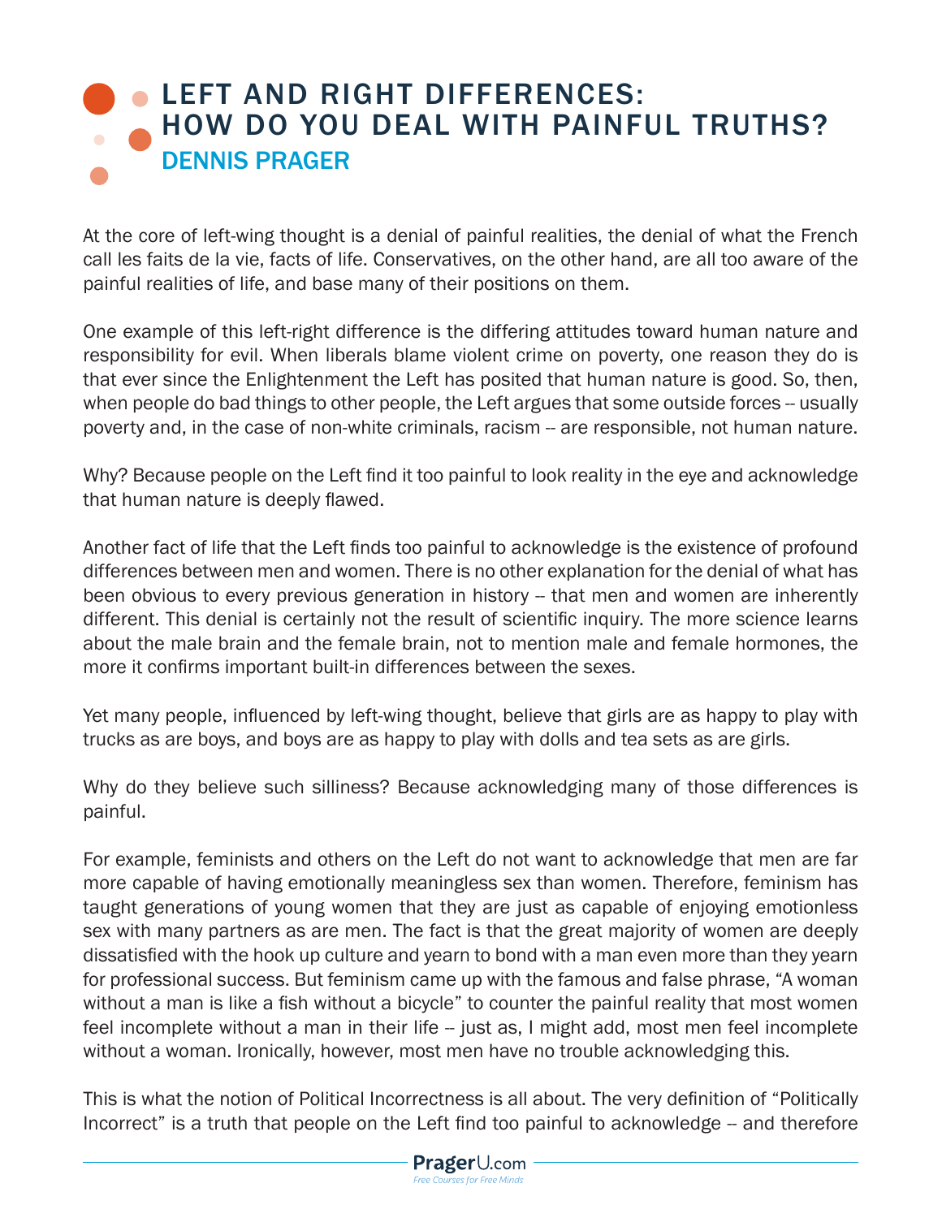# LEFT AND RIGHT DIFFERENCES: HOW DO YOU DEAL WITH PAINFUL TRUTHS?

## DENNIS PRAGER

At the core of left-wing thought is a denial of painful realities, the denial of what the French call les faits de la vie, facts of life. Conservatives, on the other hand, are all too aware of the painful realities of life, and base many of their positions on them.

One example of this left-right difference is the differing attitudes toward human nature and responsibility for evil. When liberals blame violent crime on poverty, one reason they do is that ever since the Enlightenment the Left has posited that human nature is good. So, then, when people do bad things to other people, the Left argues that some outside forces -- usually poverty and, in the case of non-white criminals, racism -- are responsible, not human nature.

Why? Because people on the Left find it too painful to look reality in the eye and acknowledge that human nature is deeply flawed.

Another fact of life that the Left finds too painful to acknowledge is the existence of profound differences between men and women. There is no other explanation for the denial of what has been obvious to every previous generation in history -- that men and women are inherently different. This denial is certainly not the result of scientific inquiry. The more science learns about the male brain and the female brain, not to mention male and female hormones, the more it confirms important built-in differences between the sexes.

Yet many people, influenced by left-wing thought, believe that girls are as happy to play with trucks as are boys, and boys are as happy to play with dolls and tea sets as are girls.

Why do they believe such silliness? Because acknowledging many of those differences is painful.

For example, feminists and others on the Left do not want to acknowledge that men are far more capable of having emotionally meaningless sex than women. Therefore, feminism has taught generations of young women that they are just as capable of enjoying emotionless sex with many partners as are men. The fact is that the great majority of women are deeply dissatisfied with the hook up culture and yearn to bond with a man even more than they yearn for professional success. But feminism came up with the famous and false phrase, "A woman without a man is like a fish without a bicycle" to counter the painful reality that most women feel incomplete without a man in their life -- just as, I might add, most men feel incomplete without a woman. Ironically, however, most men have no trouble acknowledging this.

This is what the notion of Political Incorrectness is all about. The very definition of "Politically Incorrect" is a truth that people on the Left find too painful to acknowledge -- and therefore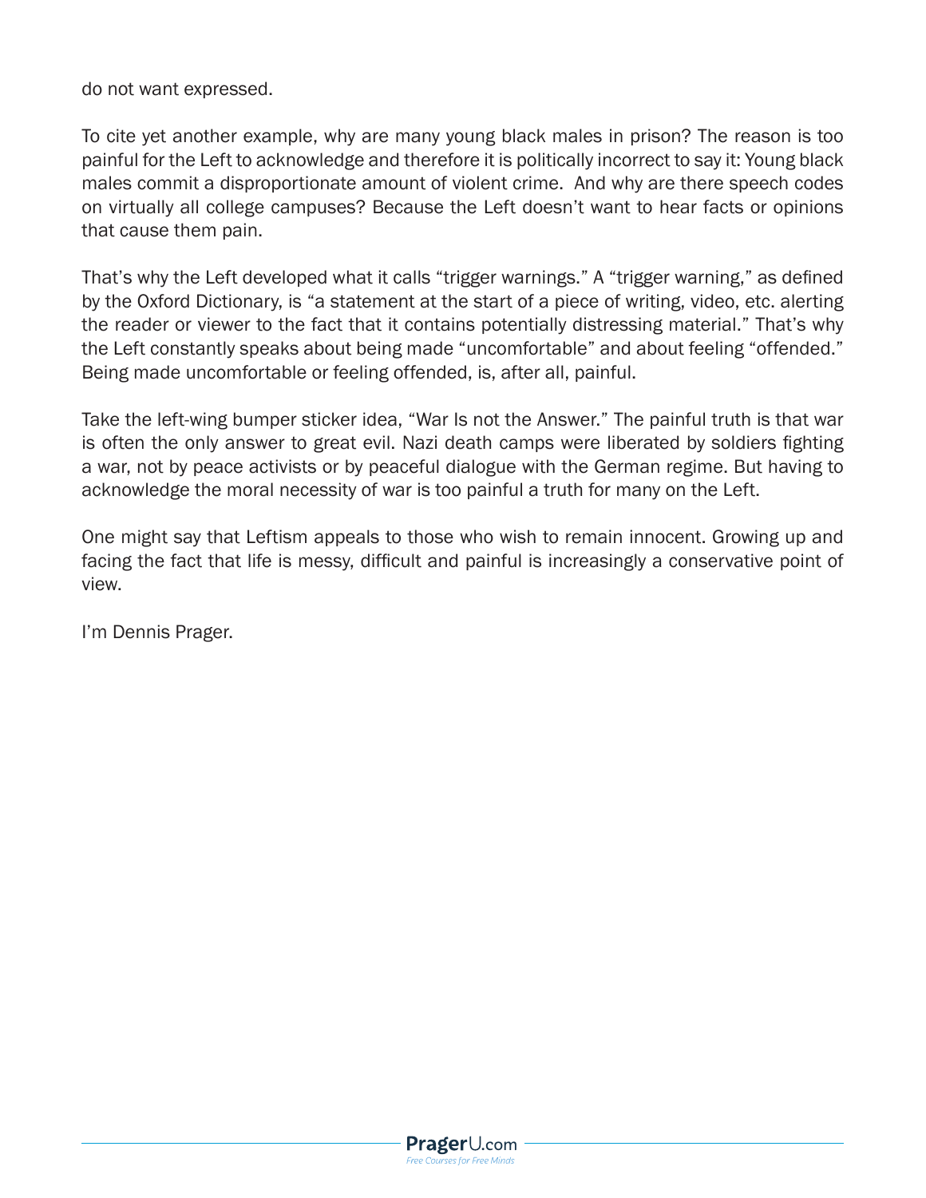do not want expressed.

To cite yet another example, why are many young black males in prison? The reason is too painful for the Left to acknowledge and therefore it is politically incorrect to say it: Young black males commit a disproportionate amount of violent crime.  And why are there speech codes on virtually all college campuses? Because the Left doesn't want to hear facts or opinions that cause them pain.

That's why the Left developed what it calls "trigger warnings." A "trigger warning," as defined by the Oxford Dictionary, is "a statement at the start of a piece of writing, video, etc. alerting the reader or viewer to the fact that it contains potentially distressing material." That's why the Left constantly speaks about being made "uncomfortable" and about feeling "offended." Being made uncomfortable or feeling offended, is, after all, painful.

Take the left-wing bumper sticker idea, "War Is not the Answer." The painful truth is that war is often the only answer to great evil. Nazi death camps were liberated by soldiers fighting a war, not by peace activists or by peaceful dialogue with the German regime. But having to acknowledge the moral necessity of war is too painful a truth for many on the Left.

One might say that Leftism appeals to those who wish to remain innocent. Growing up and facing the fact that life is messy, difficult and painful is increasingly a conservative point of view.

I'm Dennis Prager.